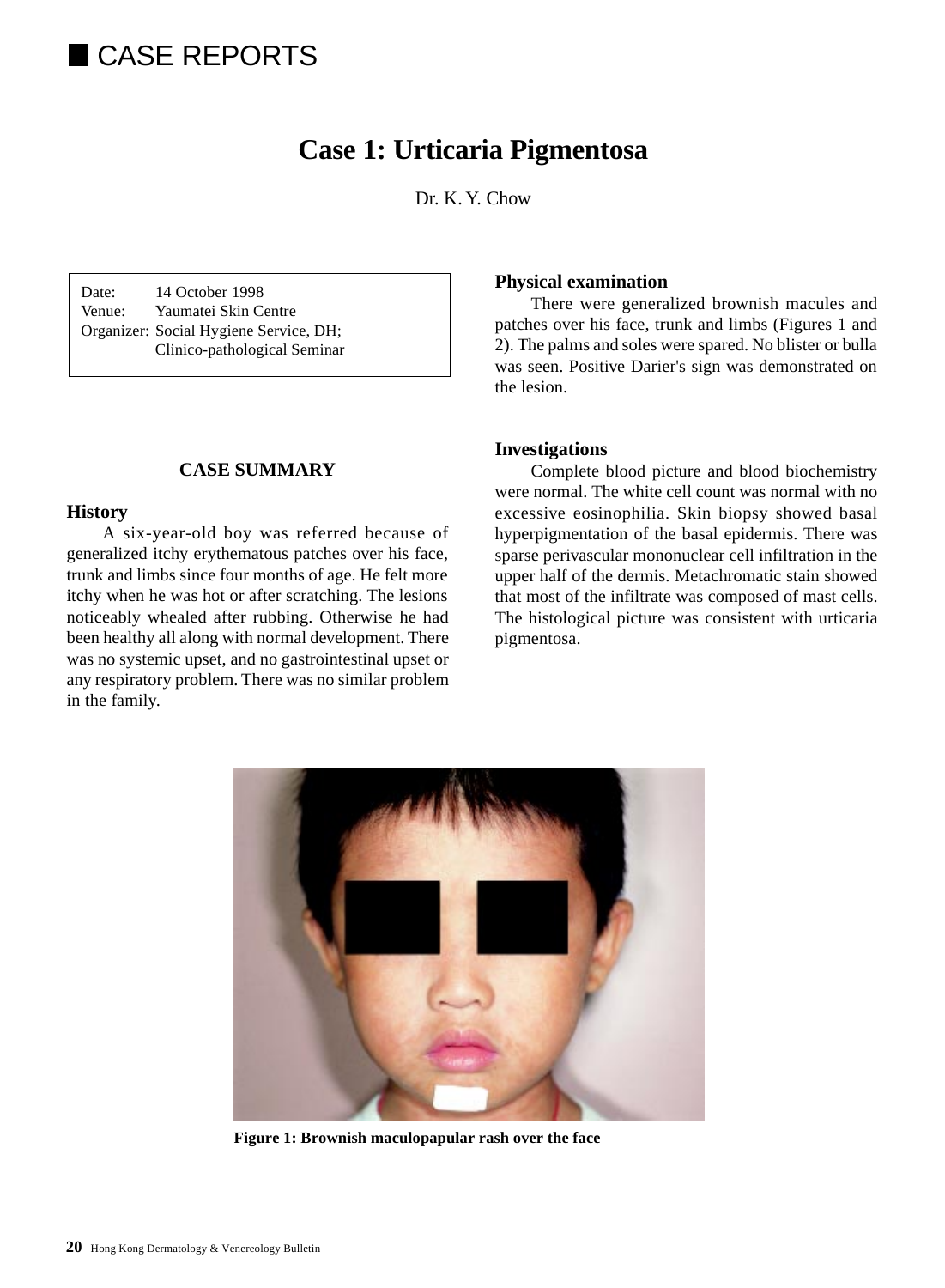## CASE REPORTS

# Case 1: Urticaria Pigmentosa

Dr. K. Y. Chow

Date: 14 October 1998
Venue: Yaumatei Skin Centre
Organizer: Social Hygiene Service, DH; Clinico-pathological Seminar

### CASE SUMMARY

### History

A six-year-old boy was referred because of generalized itchy erythematous patches over his face, trunk and limbs since four months of age. He felt more itchy when he was hot or after scratching. The lesions noticeably whealed after rubbing. Otherwise he had been healthy all along with normal development. There was no systemic upset, and no gastrointestinal upset or any respiratory problem. There was no similar problem in the family.

### Physical examination

There were generalized brownish macules and patches over his face, trunk and limbs (Figures 1 and 2). The palms and soles were spared. No blister or bulla was seen. Positive Darier's sign was demonstrated on the lesion.

### Investigations

Complete blood picture and blood biochemistry were normal. The white cell count was normal with no excessive eosinophilia. Skin biopsy showed basal hyperpigmentation of the basal epidermis. There was sparse perivascular mononuclear cell infiltration in the upper half of the dermis. Metachromatic stain showed that most of the infiltrate was composed of mast cells. The histological picture was consistent with urticaria pigmentosa.

**Figure 1: Brownish maculopapular rash over the face**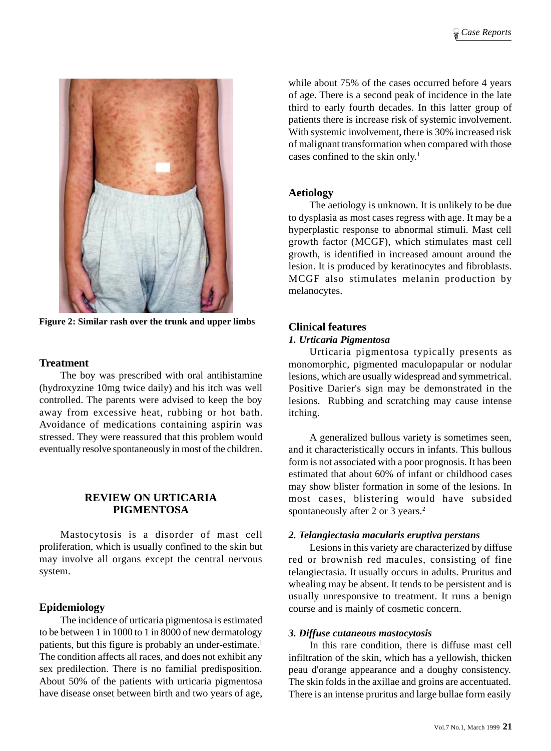Figure 2: Similar rash over the trunk and upper limbs

## Treatment

The boy was prescribed with oral antihistamine (hydroxyzine 10mg twice daily) and his itch was well controlled. The parents were advised to keep the boy away from excessive heat, rubbing or hot bath. Avoidance of medications containing aspirin was stressed. They were reassured that this problem would eventually resolve spontaneously in most of the children.

## REVIEW ON URTICARIA PIGMENTOSA

Mastocytosis is a disorder of mast cell proliferation, which is usually confined to the skin but may involve all organs except the central nervous system.

### Epidemiology

The incidence of urticaria pigmentosa is estimated to be between 1 in 1000 to 1 in 8000 of new dermatology patients, but this figure is probably an under-estimate.[1] The condition affects all races, and does not exhibit any sex predilection. There is no familial predisposition. About 50% of the patients with urticaria pigmentosa have disease onset between birth and two years of age, while about 75% of the cases occurred before 4 years of age. There is a second peak of incidence in the late third to early fourth decades. In this latter group of patients there is increase risk of systemic involvement. With systemic involvement, there is 30% increased risk of malignant transformation when compared with those cases confined to the skin only.[1]

### Aetiology

The aetiology is unknown. It is unlikely to be due to dysplasia as most cases regress with age. It may be a hyperplastic response to abnormal stimuli. Mast cell growth factor (MCGF), which stimulates mast cell growth, is identified in increased amount around the lesion. It is produced by keratinocytes and fibroblasts. MCGF also stimulates melanin production by melanocytes.

### Clinical features

***1. Urticaria Pigmentosa***

Urticaria pigmentosa typically presents as monomorphic, pigmented maculopapular or nodular lesions, which are usually widespread and symmetrical. Positive Darier's sign may be demonstrated in the lesions. Rubbing and scratching may cause intense itching.

A generalized bullous variety is sometimes seen, and it characteristically occurs in infants. This bullous form is not associated with a poor prognosis. It has been estimated that about 60% of infant or childhood cases may show blister formation in some of the lesions. In most cases, blistering would have subsided spontaneously after 2 or 3 years.[2]

***2. Telangiectasia macularis eruptiva perstans***

Lesions in this variety are characterized by diffuse red or brownish red macules, consisting of fine telangiectasia. It usually occurs in adults. Pruritus and whealing may be absent. It tends to be persistent and is usually unresponsive to treatment. It runs a benign course and is mainly of cosmetic concern.

***3. Diffuse cutaneous mastocytosis***

In this rare condition, there is diffuse mast cell infiltration of the skin, which has a yellowish, thicken peau d'orange appearance and a doughy consistency. The skin folds in the axillae and groins are accentuated. There is an intense pruritus and large bullae form easily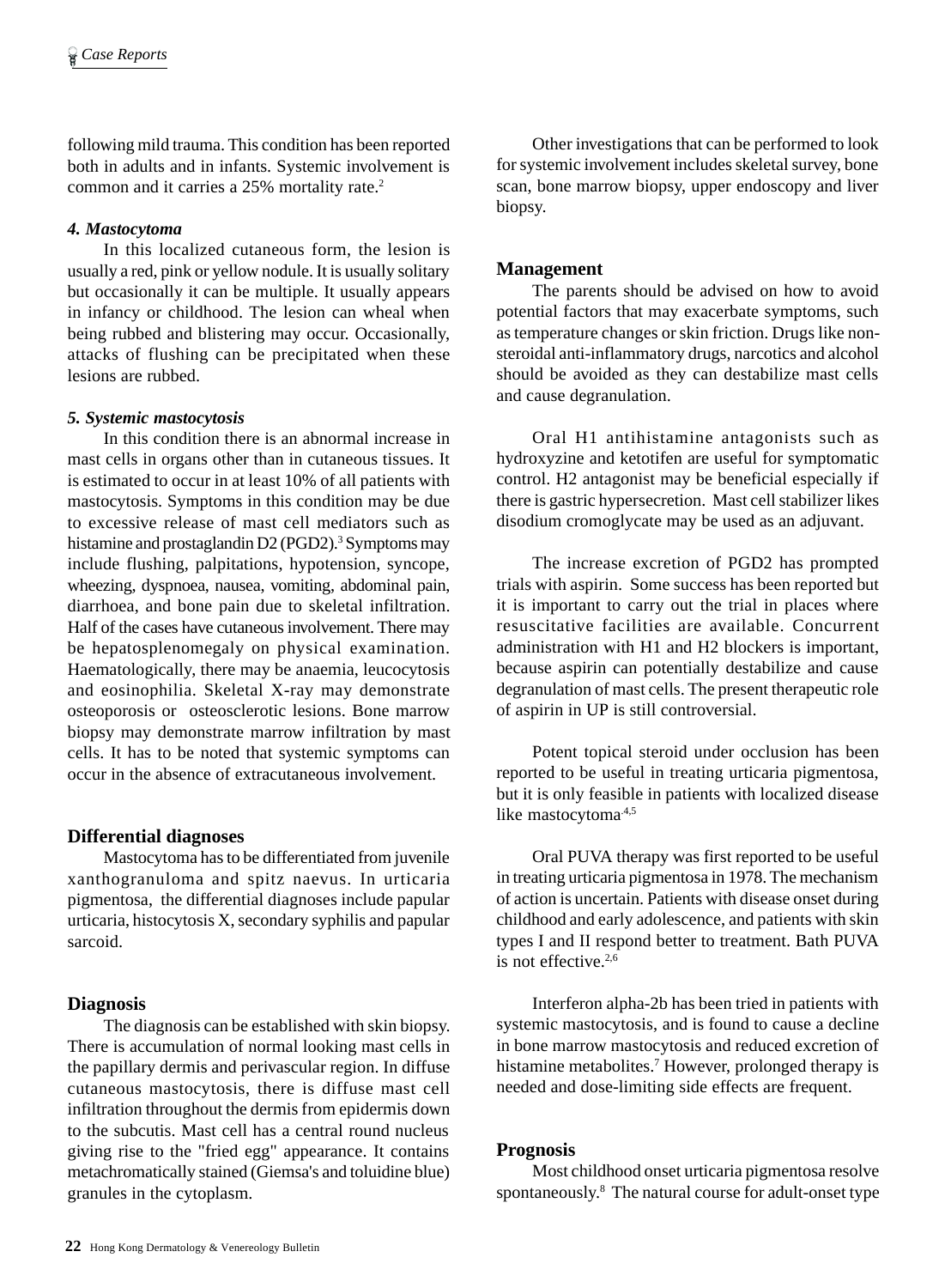following mild trauma. This condition has been reported both in adults and in infants. Systemic involvement is common and it carries a 25% mortality rate.[2]

#### *4. Mastocytoma*

In this localized cutaneous form, the lesion is usually a red, pink or yellow nodule. It is usually solitary but occasionally it can be multiple. It usually appears in infancy or childhood. The lesion can wheal when being rubbed and blistering may occur. Occasionally, attacks of flushing can be precipitated when these lesions are rubbed.

#### *5. Systemic mastocytosis*

In this condition there is an abnormal increase in mast cells in organs other than in cutaneous tissues. It is estimated to occur in at least 10% of all patients with mastocytosis. Symptoms in this condition may be due to excessive release of mast cell mediators such as histamine and prostaglandin D2 (PGD2).[3] Symptoms may include flushing, palpitations, hypotension, syncope, wheezing, dyspnoea, nausea, vomiting, abdominal pain, diarrhoea, and bone pain due to skeletal infiltration. Half of the cases have cutaneous involvement. There may be hepatosplenomegaly on physical examination. Haematologically, there may be anaemia, leucocytosis and eosinophilia. Skeletal X-ray may demonstrate osteoporosis or osteosclerotic lesions. Bone marrow biopsy may demonstrate marrow infiltration by mast cells. It has to be noted that systemic symptoms can occur in the absence of extracutaneous involvement.

### Differential diagnoses

Mastocytoma has to be differentiated from juvenile xanthogranuloma and spitz naevus. In urticaria pigmentosa, the differential diagnoses include papular urticaria, histocytosis X, secondary syphilis and papular sarcoid.

### Diagnosis

The diagnosis can be established with skin biopsy. There is accumulation of normal looking mast cells in the papillary dermis and perivascular region. In diffuse cutaneous mastocytosis, there is diffuse mast cell infiltration throughout the dermis from epidermis down to the subcutis. Mast cell has a central round nucleus giving rise to the "fried egg" appearance. It contains metachromatically stained (Giemsa's and toluidine blue) granules in the cytoplasm.

Other investigations that can be performed to look for systemic involvement includes skeletal survey, bone scan, bone marrow biopsy, upper endoscopy and liver biopsy.

### Management

The parents should be advised on how to avoid potential factors that may exacerbate symptoms, such as temperature changes or skin friction. Drugs like non-steroidal anti-inflammatory drugs, narcotics and alcohol should be avoided as they can destabilize mast cells and cause degranulation.

Oral H1 antihistamine antagonists such as hydroxyzine and ketotifen are useful for symptomatic control. H2 antagonist may be beneficial especially if there is gastric hypersecretion. Mast cell stabilizer likes disodium cromoglycate may be used as an adjuvant.

The increase excretion of PGD2 has prompted trials with aspirin. Some success has been reported but it is important to carry out the trial in places where resuscitative facilities are available. Concurrent administration with H1 and H2 blockers is important, because aspirin can potentially destabilize and cause degranulation of mast cells. The present therapeutic role of aspirin in UP is still controversial.

Potent topical steroid under occlusion has been reported to be useful in treating urticaria pigmentosa, but it is only feasible in patients with localized disease like mastocytoma.[4,5]

Oral PUVA therapy was first reported to be useful in treating urticaria pigmentosa in 1978. The mechanism of action is uncertain. Patients with disease onset during childhood and early adolescence, and patients with skin types I and II respond better to treatment. Bath PUVA is not effective.[2,6]

Interferon alpha-2b has been tried in patients with systemic mastocytosis, and is found to cause a decline in bone marrow mastocytosis and reduced excretion of histamine metabolites.[7] However, prolonged therapy is needed and dose-limiting side effects are frequent.

### Prognosis

Most childhood onset urticaria pigmentosa resolve spontaneously.[8] The natural course for adult-onset type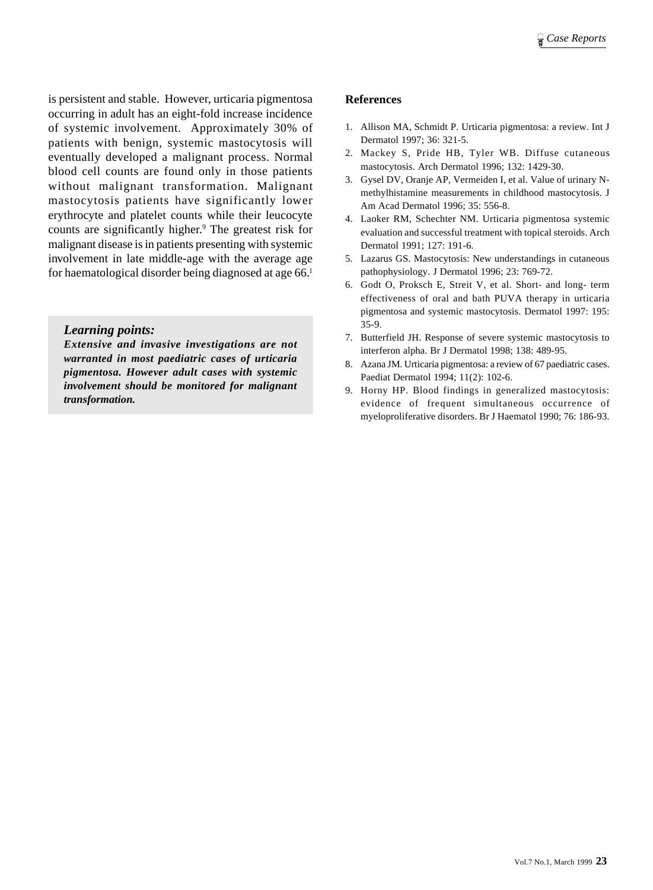is persistent and stable. However, urticaria pigmentosa occurring in adult has an eight-fold increase incidence of systemic involvement. Approximately 30% of patients with benign, systemic mastocytosis will eventually developed a malignant process. Normal blood cell counts are found only in those patients without malignant transformation. Malignant mastocytosis patients have significantly lower erythrocyte and platelet counts while their leucocyte counts are significantly higher.[9] The greatest risk for malignant disease is in patients presenting with systemic involvement in late middle-age with the average age for haematological disorder being diagnosed at age 66.[1]

> ***Learning points:***
>
> ***Extensive and invasive investigations are not warranted in most paediatric cases of urticaria pigmentosa. However adult cases with systemic involvement should be monitored for malignant transformation.***

## References

1. Allison MA, Schmidt P. Urticaria pigmentosa: a review. Int J Dermatol 1997; 36: 321-5.
2. Mackey S, Pride HB, Tyler WB. Diffuse cutaneous mastocytosis. Arch Dermatol 1996; 132: 1429-30.
3. Gysel DV, Oranje AP, Vermeiden I, et al. Value of urinary N-methylhistamine measurements in childhood mastocytosis. J Am Acad Dermatol 1996; 35: 556-8.
4. Laoker RM, Schechter NM. Urticaria pigmentosa systemic evaluation and successful treatment with topical steroids. Arch Dermatol 1991; 127: 191-6.
5. Lazarus GS. Mastocytosis: New understandings in cutaneous pathophysiology. J Dermatol 1996; 23: 769-72.
6. Godt O, Proksch E, Streit V, et al. Short- and long- term effectiveness of oral and bath PUVA therapy in urticaria pigmentosa and systemic mastocytosis. Dermatol 1997: 195: 35-9.
7. Butterfield JH. Response of severe systemic mastocytosis to interferon alpha. Br J Dermatol 1998; 138: 489-95.
8. Azana JM. Urticaria pigmentosa: a review of 67 paediatric cases. Paediat Dermatol 1994; 11(2): 102-6.
9. Horny HP. Blood findings in generalized mastocytosis: evidence of frequent simultaneous occurrence of myeloproliferative disorders. Br J Haematol 1990; 76: 186-93.